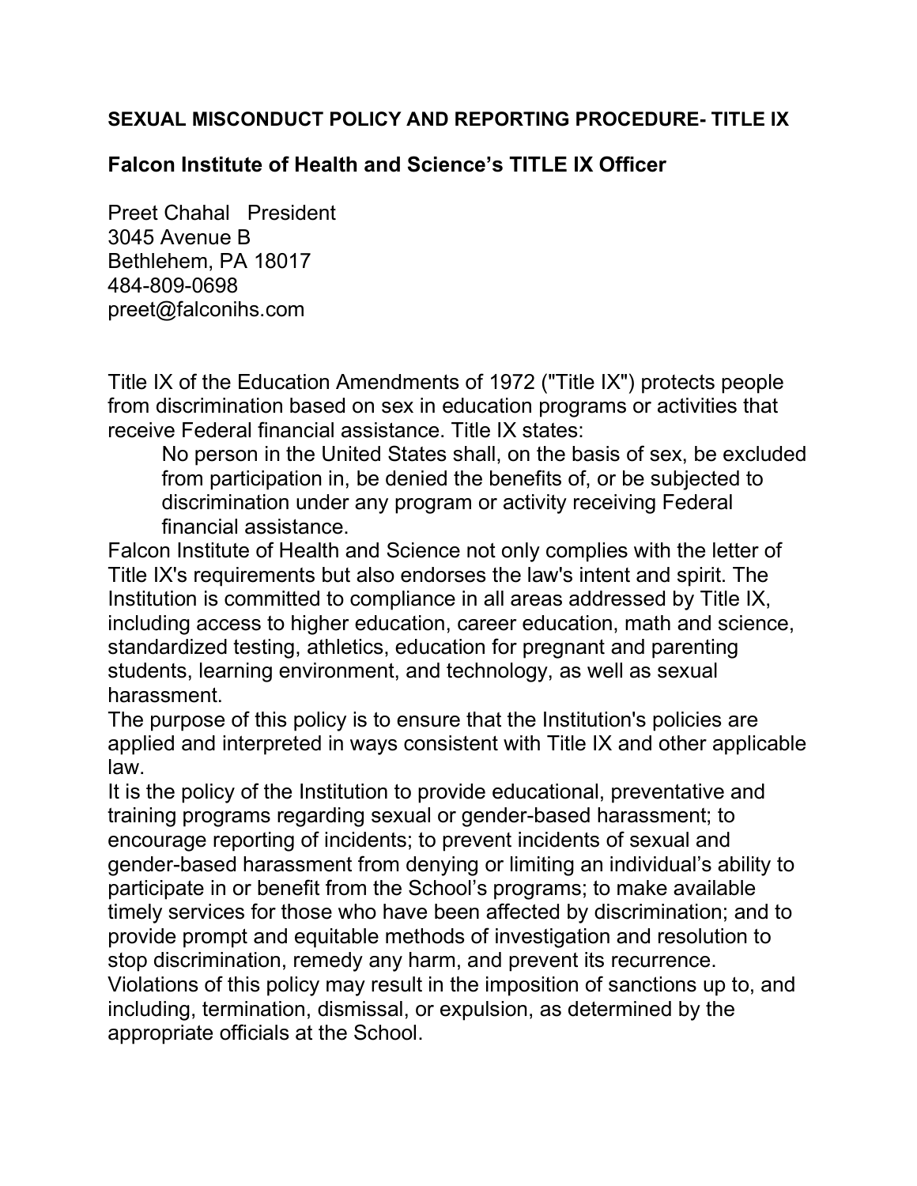**SEXUAL MISCONDUCT POLICY AND REPORTING PROCEDURE- TITLE IX**

## Falcon Institute of Health and Science's TITLE IX Officer

Preet Chahal   President
3045 Avenue B
Bethlehem, PA 18017
484-809-0698
preet@falconihs.com

Title IX of the Education Amendments of 1972 ("Title IX") protects people from discrimination based on sex in education programs or activities that receive Federal financial assistance. Title IX states:

> No person in the United States shall, on the basis of sex, be excluded from participation in, be denied the benefits of, or be subjected to discrimination under any program or activity receiving Federal financial assistance.

Falcon Institute of Health and Science not only complies with the letter of Title IX's requirements but also endorses the law's intent and spirit. The Institution is committed to compliance in all areas addressed by Title IX, including access to higher education, career education, math and science, standardized testing, athletics, education for pregnant and parenting students, learning environment, and technology, as well as sexual harassment.

The purpose of this policy is to ensure that the Institution's policies are applied and interpreted in ways consistent with Title IX and other applicable law.

It is the policy of the Institution to provide educational, preventative and training programs regarding sexual or gender-based harassment; to encourage reporting of incidents; to prevent incidents of sexual and gender-based harassment from denying or limiting an individual's ability to participate in or benefit from the School's programs; to make available timely services for those who have been affected by discrimination; and to provide prompt and equitable methods of investigation and resolution to stop discrimination, remedy any harm, and prevent its recurrence. Violations of this policy may result in the imposition of sanctions up to, and including, termination, dismissal, or expulsion, as determined by the appropriate officials at the School.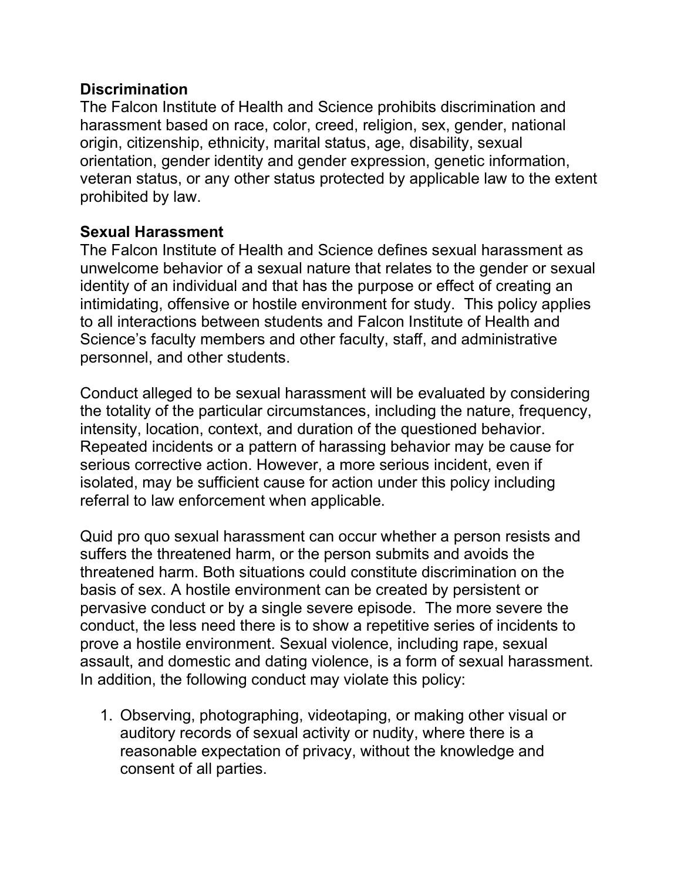**Discrimination**

The Falcon Institute of Health and Science prohibits discrimination and harassment based on race, color, creed, religion, sex, gender, national origin, citizenship, ethnicity, marital status, age, disability, sexual orientation, gender identity and gender expression, genetic information, veteran status, or any other status protected by applicable law to the extent prohibited by law.

**Sexual Harassment**

The Falcon Institute of Health and Science defines sexual harassment as unwelcome behavior of a sexual nature that relates to the gender or sexual identity of an individual and that has the purpose or effect of creating an intimidating, offensive or hostile environment for study. This policy applies to all interactions between students and Falcon Institute of Health and Science's faculty members and other faculty, staff, and administrative personnel, and other students.

Conduct alleged to be sexual harassment will be evaluated by considering the totality of the particular circumstances, including the nature, frequency, intensity, location, context, and duration of the questioned behavior. Repeated incidents or a pattern of harassing behavior may be cause for serious corrective action. However, a more serious incident, even if isolated, may be sufficient cause for action under this policy including referral to law enforcement when applicable.

Quid pro quo sexual harassment can occur whether a person resists and suffers the threatened harm, or the person submits and avoids the threatened harm. Both situations could constitute discrimination on the basis of sex. A hostile environment can be created by persistent or pervasive conduct or by a single severe episode. The more severe the conduct, the less need there is to show a repetitive series of incidents to prove a hostile environment. Sexual violence, including rape, sexual assault, and domestic and dating violence, is a form of sexual harassment. In addition, the following conduct may violate this policy:

1. Observing, photographing, videotaping, or making other visual or auditory records of sexual activity or nudity, where there is a reasonable expectation of privacy, without the knowledge and consent of all parties.